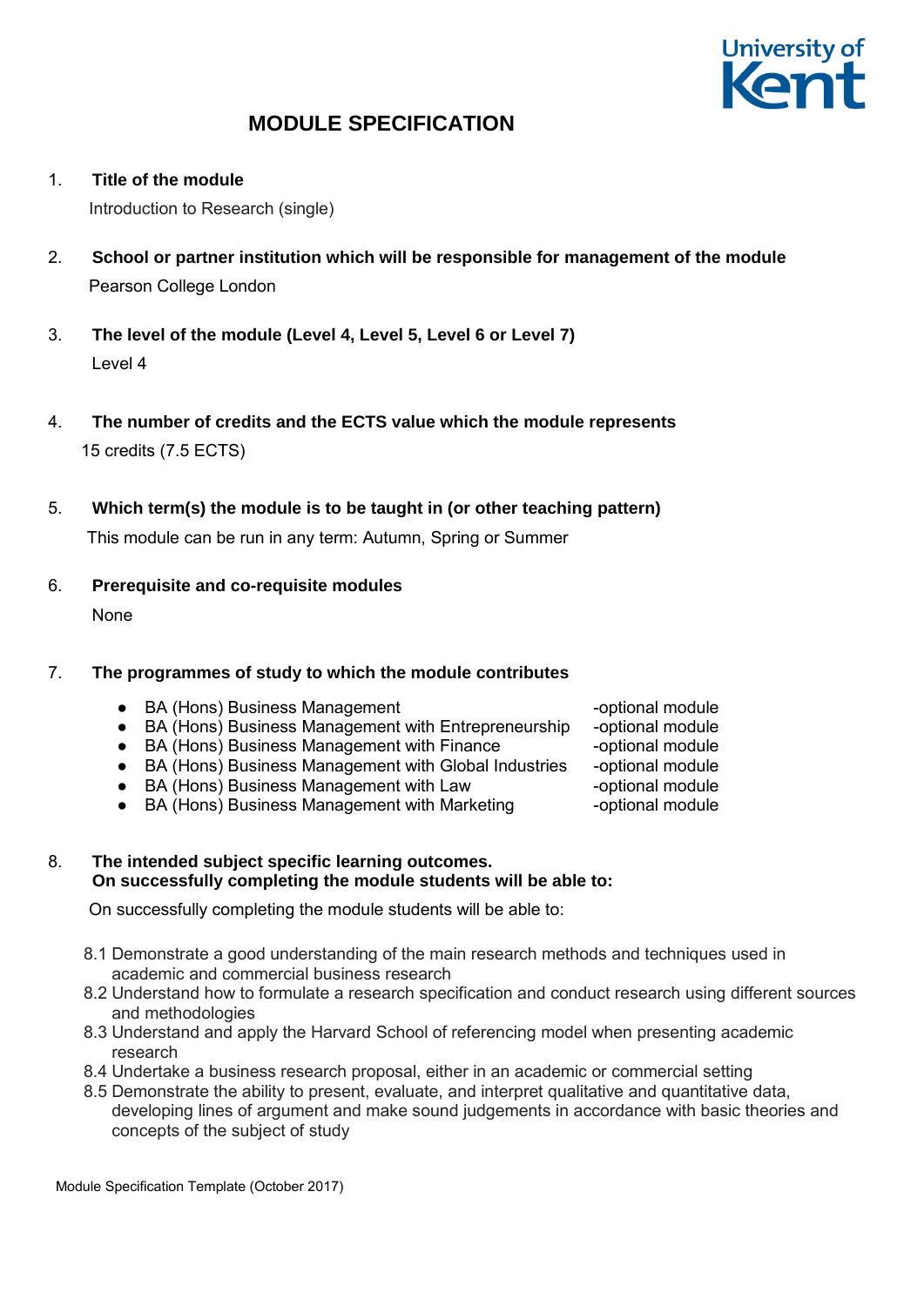# MODULE SPECIFICATION

1. **Title of the module**

   Introduction to Research (single)

2. **School or partner institution which will be responsible for management of the module**

   Pearson College London

3. **The level of the module (Level 4, Level 5, Level 6 or Level 7)**

   Level 4

4. **The number of credits and the ECTS value which the module represents**

   15 credits (7.5 ECTS)

5. **Which term(s) the module is to be taught in (or other teaching pattern)**

   This module can be run in any term: Autumn, Spring or Summer

6. **Prerequisite and co-requisite modules**

   None

7. **The programmes of study to which the module contributes**

   - BA (Hons) Business Management -optional module
   - BA (Hons) Business Management with Entrepreneurship -optional module
   - BA (Hons) Business Management with Finance -optional module
   - BA (Hons) Business Management with Global Industries -optional module
   - BA (Hons) Business Management with Law -optional module
   - BA (Hons) Business Management with Marketing -optional module

8. **The intended subject specific learning outcomes.**
   **On successfully completing the module students will be able to:**

   On successfully completing the module students will be able to:

   8.1 Demonstrate a good understanding of the main research methods and techniques used in academic and commercial business research
   8.2 Understand how to formulate a research specification and conduct research using different sources and methodologies
   8.3 Understand and apply the Harvard School of referencing model when presenting academic research
   8.4 Undertake a business research proposal, either in an academic or commercial setting
   8.5 Demonstrate the ability to present, evaluate, and interpret qualitative and quantitative data, developing lines of argument and make sound judgements in accordance with basic theories and concepts of the subject of study

Module Specification Template (October 2017)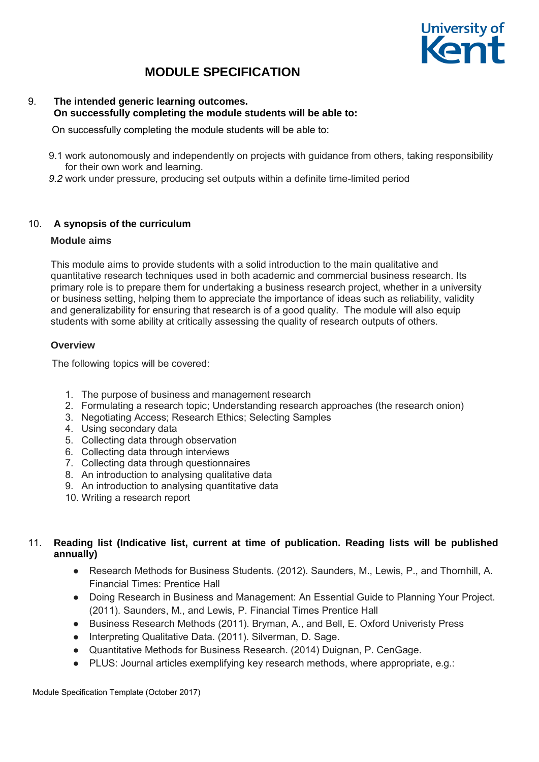# MODULE SPECIFICATION

9. **The intended generic learning outcomes.**
   **On successfully completing the module students will be able to:**

On successfully completing the module students will be able to:

9.1 work autonomously and independently on projects with guidance from others, taking responsibility for their own work and learning.
*9.2* work under pressure, producing set outputs within a definite time-limited period

10. **A synopsis of the curriculum**

**Module aims**

This module aims to provide students with a solid introduction to the main qualitative and quantitative research techniques used in both academic and commercial business research. Its primary role is to prepare them for undertaking a business research project, whether in a university or business setting, helping them to appreciate the importance of ideas such as reliability, validity and generalizability for ensuring that research is of a good quality. The module will also equip students with some ability at critically assessing the quality of research outputs of others.

**Overview**

The following topics will be covered:

1. The purpose of business and management research
2. Formulating a research topic; Understanding research approaches (the research onion)
3. Negotiating Access; Research Ethics; Selecting Samples
4. Using secondary data
5. Collecting data through observation
6. Collecting data through interviews
7. Collecting data through questionnaires
8. An introduction to analysing qualitative data
9. An introduction to analysing quantitative data
10. Writing a research report

11. **Reading list (Indicative list, current at time of publication. Reading lists will be published annually)**

- Research Methods for Business Students. (2012). Saunders, M., Lewis, P., and Thornhill, A. Financial Times: Prentice Hall
- Doing Research in Business and Management: An Essential Guide to Planning Your Project. (2011). Saunders, M., and Lewis, P. Financial Times Prentice Hall
- Business Research Methods (2011). Bryman, A., and Bell, E. Oxford Univeristy Press
- Interpreting Qualitative Data. (2011). Silverman, D. Sage.
- Quantitative Methods for Business Research. (2014) Duignan, P. CenGage.
- PLUS: Journal articles exemplifying key research methods, where appropriate, e.g.: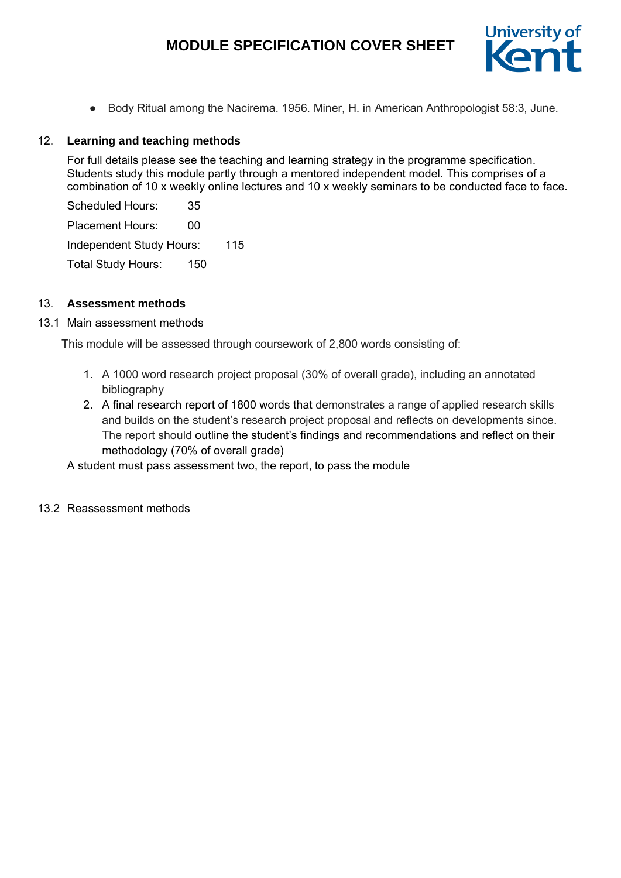- Body Ritual among the Nacirema. 1956. Miner, H. in American Anthropologist 58:3, June.

## 12. Learning and teaching methods

For full details please see the teaching and learning strategy in the programme specification. Students study this module partly through a mentored independent model. This comprises of a combination of 10 x weekly online lectures and 10 x weekly seminars to be conducted face to face.

Scheduled Hours: 35

Placement Hours: 00

Independent Study Hours: 115

Total Study Hours: 150

## 13. Assessment methods

### 13.1 Main assessment methods

This module will be assessed through coursework of 2,800 words consisting of:

1. A 1000 word research project proposal (30% of overall grade), including an annotated bibliography
2. A final research report of 1800 words that demonstrates a range of applied research skills and builds on the student's research project proposal and reflects on developments since. The report should outline the student's findings and recommendations and reflect on their methodology (70% of overall grade)

A student must pass assessment two, the report, to pass the module

### 13.2 Reassessment methods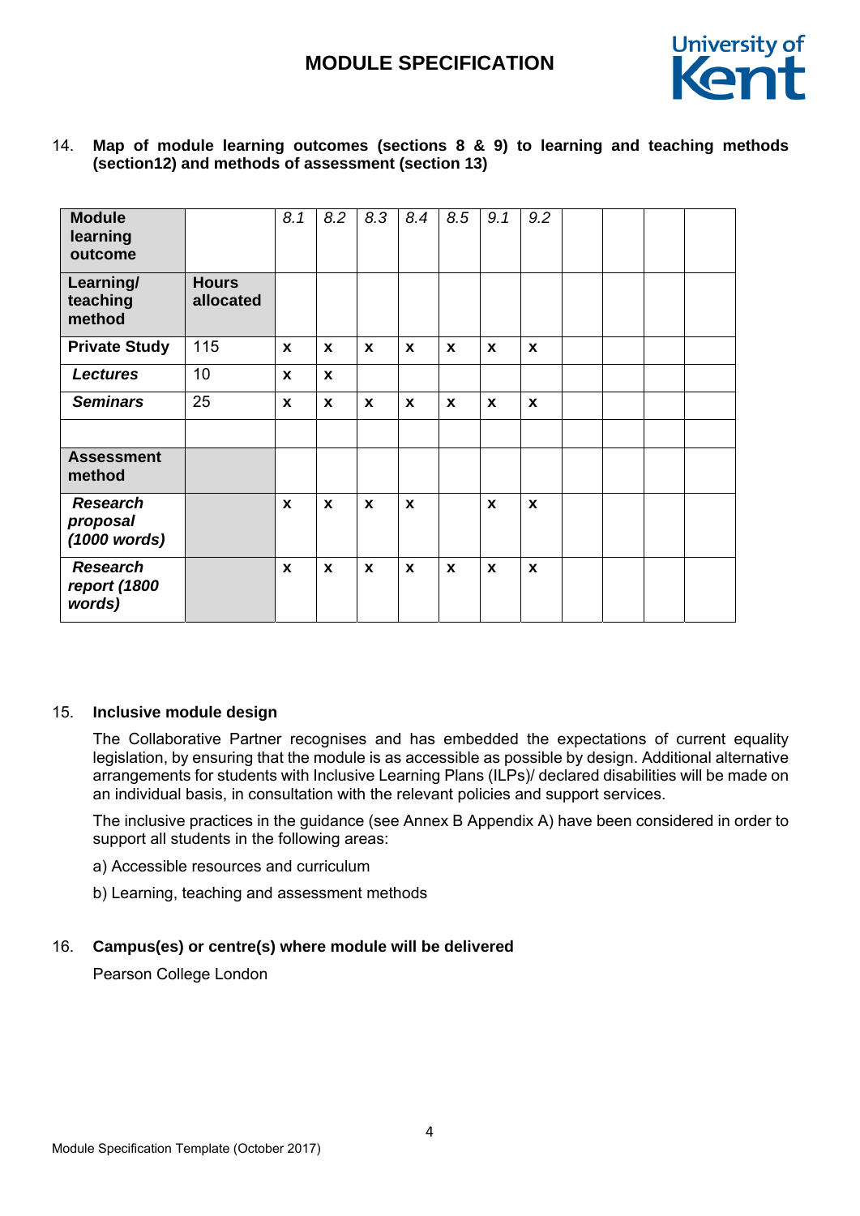14. **Map of module learning outcomes (sections 8 & 9) to learning and teaching methods (section12) and methods of assessment (section 13)**

| **Module learning outcome** | | *8.1* | *8.2* | *8.3* | *8.4* | *8.5* | *9.1* | *9.2* | | | | |
|---|---|---|---|---|---|---|---|---|---|---|---|---|
| **Learning/ teaching method** | **Hours allocated** | | | | | | | | | | | |
| **Private Study** | 115 | **x** | **x** | **x** | **x** | **x** | **x** | **x** | | | | |
| ***Lectures*** | 10 | **x** | **x** | | | | | | | | | |
| ***Seminars*** | 25 | **x** | **x** | **x** | **x** | **x** | **x** | **x** | | | | |
| | | | | | | | | | | | | |
| **Assessment method** | | | | | | | | | | | | |
| ***Research proposal (1000 words)*** | | **x** | **x** | **x** | **x** | | **x** | **x** | | | | |
| ***Research report (1800 words)*** | | **x** | **x** | **x** | **x** | **x** | **x** | **x** | | | | |

15. **Inclusive module design**

The Collaborative Partner recognises and has embedded the expectations of current equality legislation, by ensuring that the module is as accessible as possible by design. Additional alternative arrangements for students with Inclusive Learning Plans (ILPs)/ declared disabilities will be made on an individual basis, in consultation with the relevant policies and support services.

The inclusive practices in the guidance (see Annex B Appendix A) have been considered in order to support all students in the following areas:

a) Accessible resources and curriculum

b) Learning, teaching and assessment methods

16. **Campus(es) or centre(s) where module will be delivered**

Pearson College London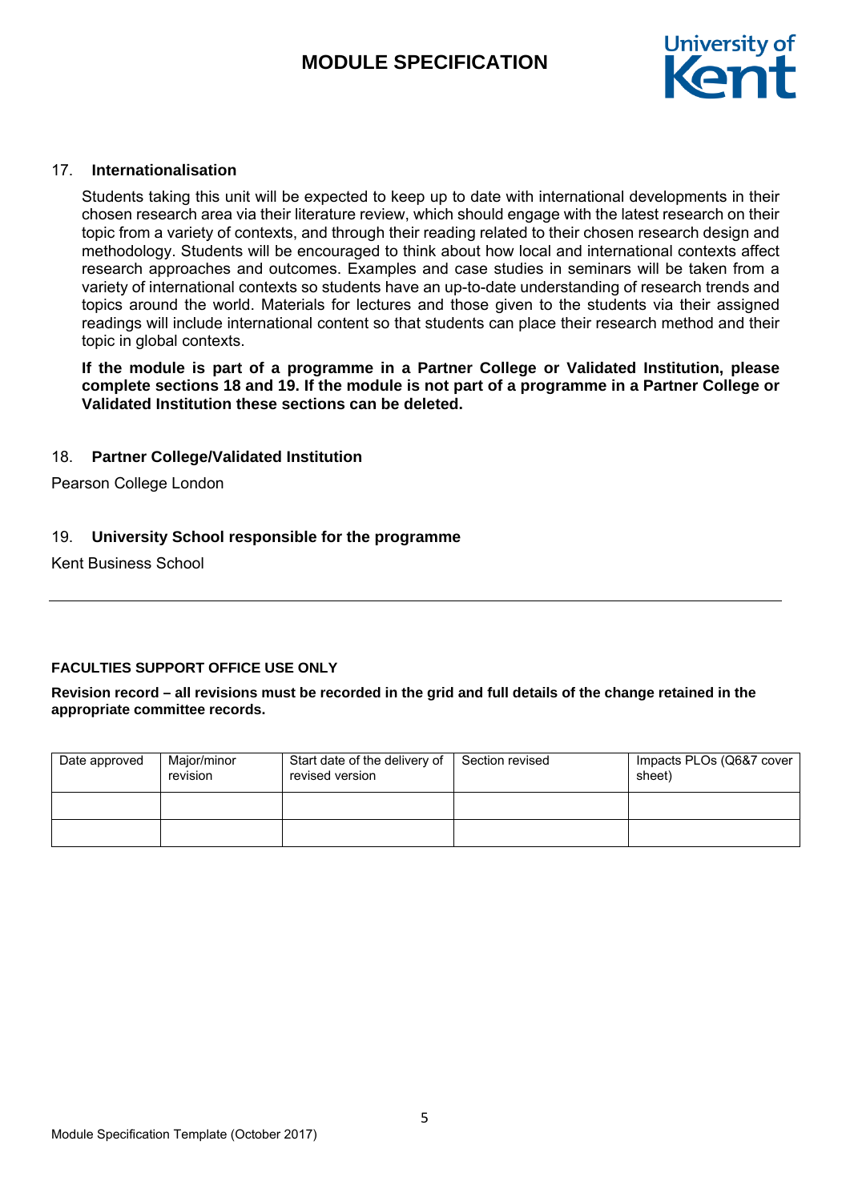## 17. Internationalisation

Students taking this unit will be expected to keep up to date with international developments in their chosen research area via their literature review, which should engage with the latest research on their topic from a variety of contexts, and through their reading related to their chosen research design and methodology. Students will be encouraged to think about how local and international contexts affect research approaches and outcomes. Examples and case studies in seminars will be taken from a variety of international contexts so students have an up-to-date understanding of research trends and topics around the world. Materials for lectures and those given to the students via their assigned readings will include international content so that students can place their research method and their topic in global contexts.

**If the module is part of a programme in a Partner College or Validated Institution, please complete sections 18 and 19. If the module is not part of a programme in a Partner College or Validated Institution these sections can be deleted.**

## 18. Partner College/Validated Institution

Pearson College London

## 19. University School responsible for the programme

Kent Business School

---

**FACULTIES SUPPORT OFFICE USE ONLY**

**Revision record – all revisions must be recorded in the grid and full details of the change retained in the appropriate committee records.**

| Date approved | Major/minor revision | Start date of the delivery of revised version | Section revised | Impacts PLOs (Q6&7 cover sheet) |
|---|---|---|---|---|
| | | | | |
| | | | | |

Module Specification Template (October 2017)